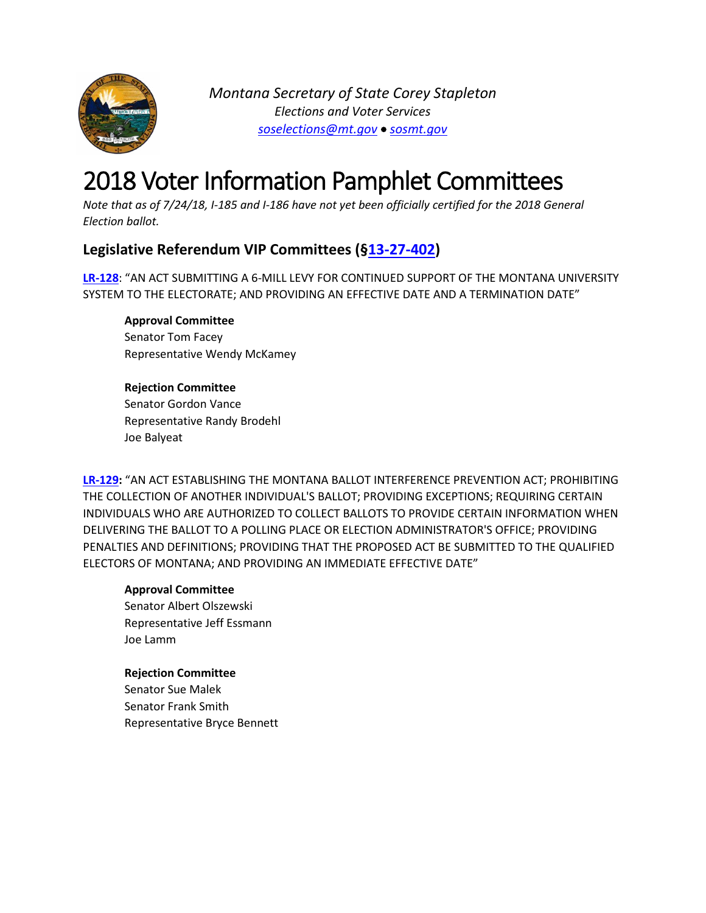*Montana Secretary of State Corey Stapleton*
*Elections and Voter Services*
*soselections@mt.gov • sosmt.gov*

# 2018 Voter Information Pamphlet Committees

*Note that as of 7/24/18, I-185 and I-186 have not yet been officially certified for the 2018 General Election ballot.*

## Legislative Referendum VIP Committees (§13-27-402)

**LR-128**: "AN ACT SUBMITTING A 6-MILL LEVY FOR CONTINUED SUPPORT OF THE MONTANA UNIVERSITY SYSTEM TO THE ELECTORATE; AND PROVIDING AN EFFECTIVE DATE AND A TERMINATION DATE"

**Approval Committee**
Senator Tom Facey
Representative Wendy McKamey

**Rejection Committee**
Senator Gordon Vance
Representative Randy Brodehl
Joe Balyeat

**LR-129:** "AN ACT ESTABLISHING THE MONTANA BALLOT INTERFERENCE PREVENTION ACT; PROHIBITING THE COLLECTION OF ANOTHER INDIVIDUAL'S BALLOT; PROVIDING EXCEPTIONS; REQUIRING CERTAIN INDIVIDUALS WHO ARE AUTHORIZED TO COLLECT BALLOTS TO PROVIDE CERTAIN INFORMATION WHEN DELIVERING THE BALLOT TO A POLLING PLACE OR ELECTION ADMINISTRATOR'S OFFICE; PROVIDING PENALTIES AND DEFINITIONS; PROVIDING THAT THE PROPOSED ACT BE SUBMITTED TO THE QUALIFIED ELECTORS OF MONTANA; AND PROVIDING AN IMMEDIATE EFFECTIVE DATE"

**Approval Committee**
Senator Albert Olszewski
Representative Jeff Essmann
Joe Lamm

**Rejection Committee**
Senator Sue Malek
Senator Frank Smith
Representative Bryce Bennett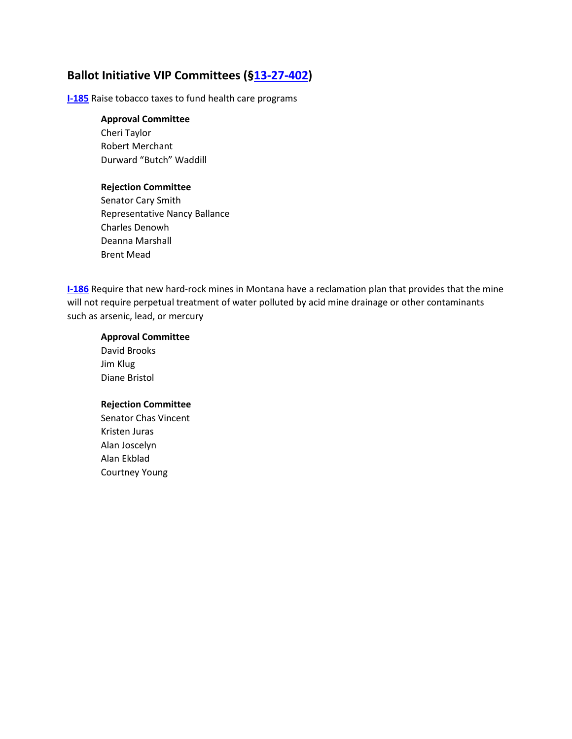## Ballot Initiative VIP Committees (§13-27-402)

**I-185** Raise tobacco taxes to fund health care programs

**Approval Committee**
Cheri Taylor
Robert Merchant
Durward "Butch" Waddill

**Rejection Committee**
Senator Cary Smith
Representative Nancy Ballance
Charles Denowh
Deanna Marshall
Brent Mead

**I-186** Require that new hard-rock mines in Montana have a reclamation plan that provides that the mine will not require perpetual treatment of water polluted by acid mine drainage or other contaminants such as arsenic, lead, or mercury

**Approval Committee**
David Brooks
Jim Klug
Diane Bristol

**Rejection Committee**
Senator Chas Vincent
Kristen Juras
Alan Joscelyn
Alan Ekblad
Courtney Young